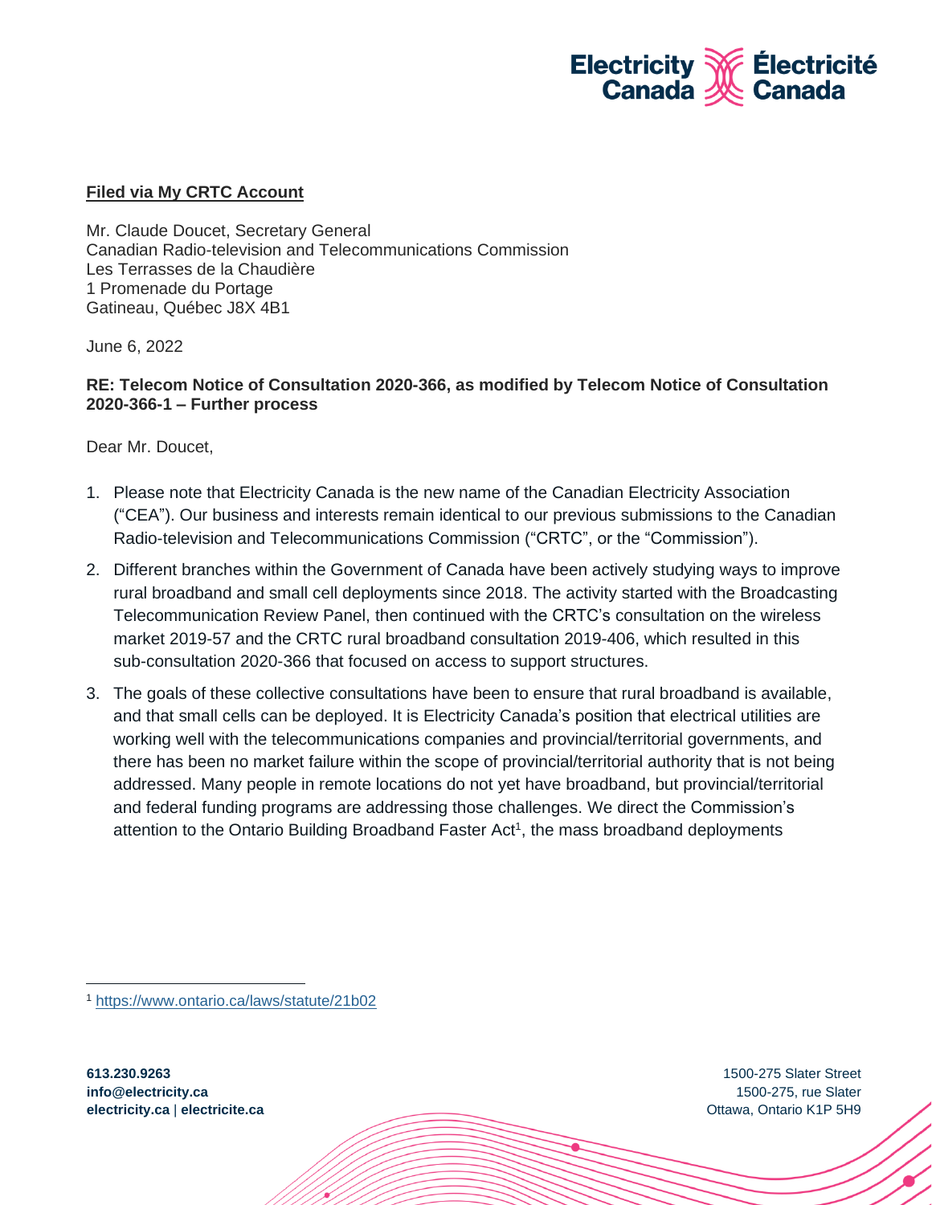**Filed via My CRTC Account**

Mr. Claude Doucet, Secretary General
Canadian Radio-television and Telecommunications Commission
Les Terrasses de la Chaudière
1 Promenade du Portage
Gatineau, Québec J8X 4B1

June 6, 2022

**RE: Telecom Notice of Consultation 2020-366, as modified by Telecom Notice of Consultation 2020-366-1 – Further process**

Dear Mr. Doucet,

1. Please note that Electricity Canada is the new name of the Canadian Electricity Association ("CEA"). Our business and interests remain identical to our previous submissions to the Canadian Radio-television and Telecommunications Commission ("CRTC", or the "Commission").
2. Different branches within the Government of Canada have been actively studying ways to improve rural broadband and small cell deployments since 2018. The activity started with the Broadcasting Telecommunication Review Panel, then continued with the CRTC's consultation on the wireless market 2019-57 and the CRTC rural broadband consultation 2019-406, which resulted in this sub-consultation 2020-366 that focused on access to support structures.
3. The goals of these collective consultations have been to ensure that rural broadband is available, and that small cells can be deployed. It is Electricity Canada's position that electrical utilities are working well with the telecommunications companies and provincial/territorial governments, and there has been no market failure within the scope of provincial/territorial authority that is not being addressed. Many people in remote locations do not yet have broadband, but provincial/territorial and federal funding programs are addressing those challenges. We direct the Commission's attention to the Ontario Building Broadband Faster Act[1], the mass broadband deployments

[1] https://www.ontario.ca/laws/statute/21b02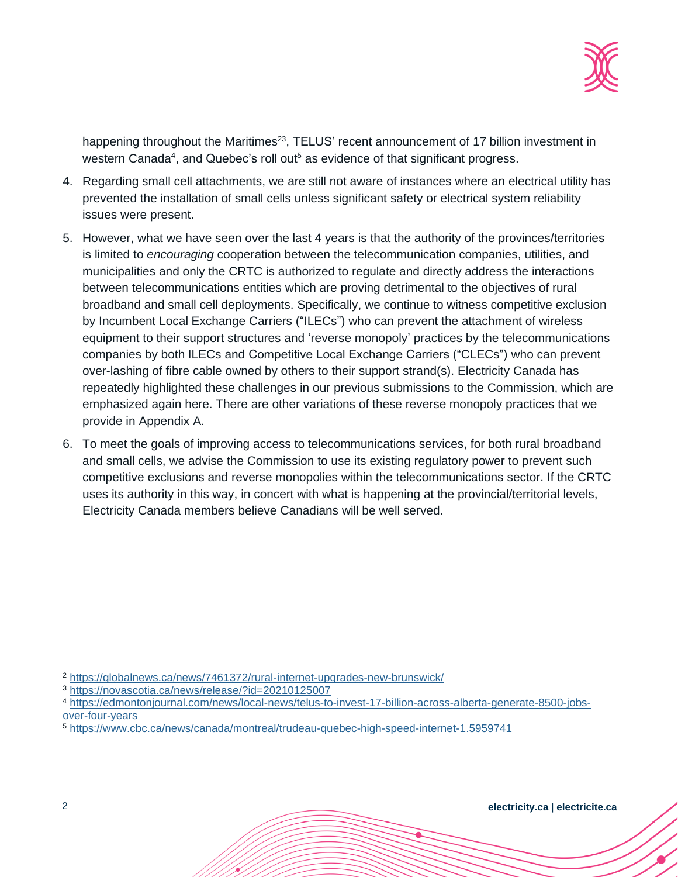happening throughout the Maritimes[2][3], TELUS' recent announcement of 17 billion investment in western Canada[4], and Quebec's roll out[5] as evidence of that significant progress.

4. Regarding small cell attachments, we are still not aware of instances where an electrical utility has prevented the installation of small cells unless significant safety or electrical system reliability issues were present.
5. However, what we have seen over the last 4 years is that the authority of the provinces/territories is limited to *encouraging* cooperation between the telecommunication companies, utilities, and municipalities and only the CRTC is authorized to regulate and directly address the interactions between telecommunications entities which are proving detrimental to the objectives of rural broadband and small cell deployments. Specifically, we continue to witness competitive exclusion by Incumbent Local Exchange Carriers ("ILECs") who can prevent the attachment of wireless equipment to their support structures and 'reverse monopoly' practices by the telecommunications companies by both ILECs and Competitive Local Exchange Carriers ("CLECs") who can prevent over-lashing of fibre cable owned by others to their support strand(s). Electricity Canada has repeatedly highlighted these challenges in our previous submissions to the Commission, which are emphasized again here. There are other variations of these reverse monopoly practices that we provide in Appendix A.
6. To meet the goals of improving access to telecommunications services, for both rural broadband and small cells, we advise the Commission to use its existing regulatory power to prevent such competitive exclusions and reverse monopolies within the telecommunications sector. If the CRTC uses its authority in this way, in concert with what is happening at the provincial/territorial levels, Electricity Canada members believe Canadians will be well served.

---

[2] https://globalnews.ca/news/7461372/rural-internet-upgrades-new-brunswick/

[3] https://novascotia.ca/news/release/?id=20210125007

[4] https://edmontonjournal.com/news/local-news/telus-to-invest-17-billion-across-alberta-generate-8500-jobs-over-four-years

[5] https://www.cbc.ca/news/canada/montreal/trudeau-quebec-high-speed-internet-1.5959741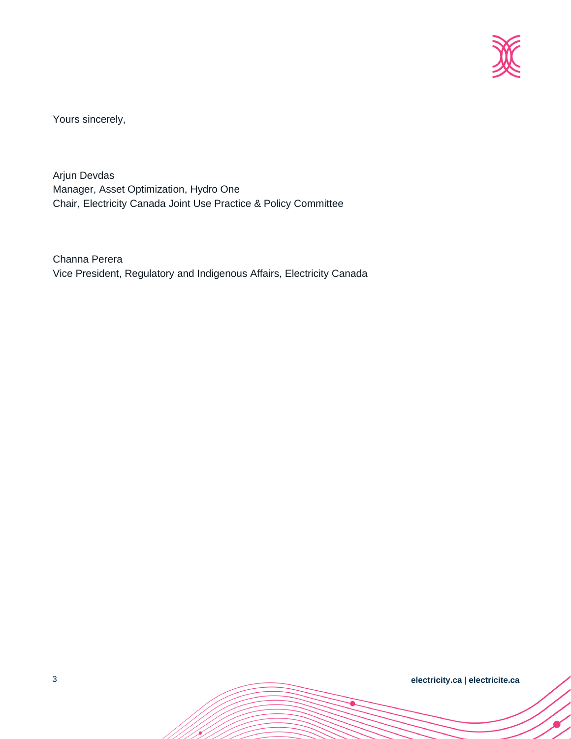Yours sincerely,

Arjun Devdas
Manager, Asset Optimization, Hydro One
Chair, Electricity Canada Joint Use Practice & Policy Committee

Channa Perera
Vice President, Regulatory and Indigenous Affairs, Electricity Canada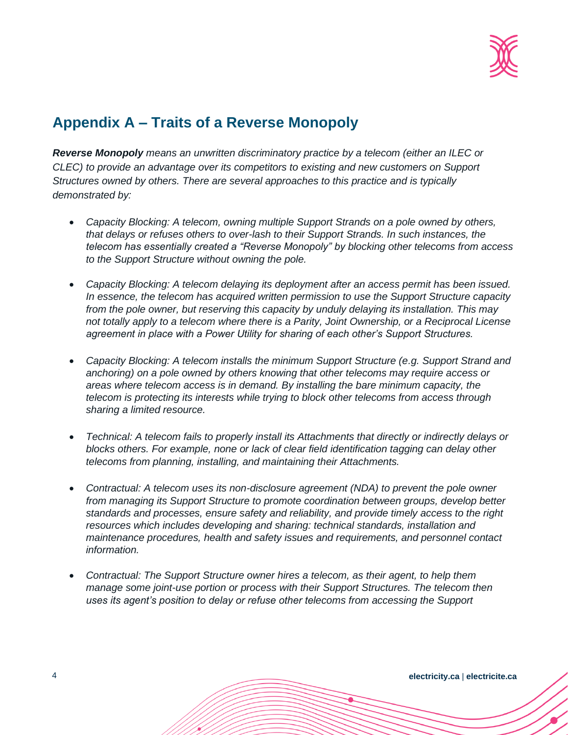## Appendix A – Traits of a Reverse Monopoly

***Reverse Monopoly*** *means an unwritten discriminatory practice by a telecom (either an ILEC or CLEC) to provide an advantage over its competitors to existing and new customers on Support Structures owned by others. There are several approaches to this practice and is typically demonstrated by:*

- *Capacity Blocking: A telecom, owning multiple Support Strands on a pole owned by others, that delays or refuses others to over-lash to their Support Strands. In such instances, the telecom has essentially created a "Reverse Monopoly" by blocking other telecoms from access to the Support Structure without owning the pole.*
- *Capacity Blocking: A telecom delaying its deployment after an access permit has been issued. In essence, the telecom has acquired written permission to use the Support Structure capacity from the pole owner, but reserving this capacity by unduly delaying its installation. This may not totally apply to a telecom where there is a Parity, Joint Ownership, or a Reciprocal License agreement in place with a Power Utility for sharing of each other's Support Structures.*
- *Capacity Blocking: A telecom installs the minimum Support Structure (e.g. Support Strand and anchoring) on a pole owned by others knowing that other telecoms may require access or areas where telecom access is in demand. By installing the bare minimum capacity, the telecom is protecting its interests while trying to block other telecoms from access through sharing a limited resource.*
- *Technical: A telecom fails to properly install its Attachments that directly or indirectly delays or blocks others. For example, none or lack of clear field identification tagging can delay other telecoms from planning, installing, and maintaining their Attachments.*
- *Contractual: A telecom uses its non-disclosure agreement (NDA) to prevent the pole owner from managing its Support Structure to promote coordination between groups, develop better standards and processes, ensure safety and reliability, and provide timely access to the right resources which includes developing and sharing: technical standards, installation and maintenance procedures, health and safety issues and requirements, and personnel contact information.*
- *Contractual: The Support Structure owner hires a telecom, as their agent, to help them manage some joint-use portion or process with their Support Structures. The telecom then uses its agent's position to delay or refuse other telecoms from accessing the Support*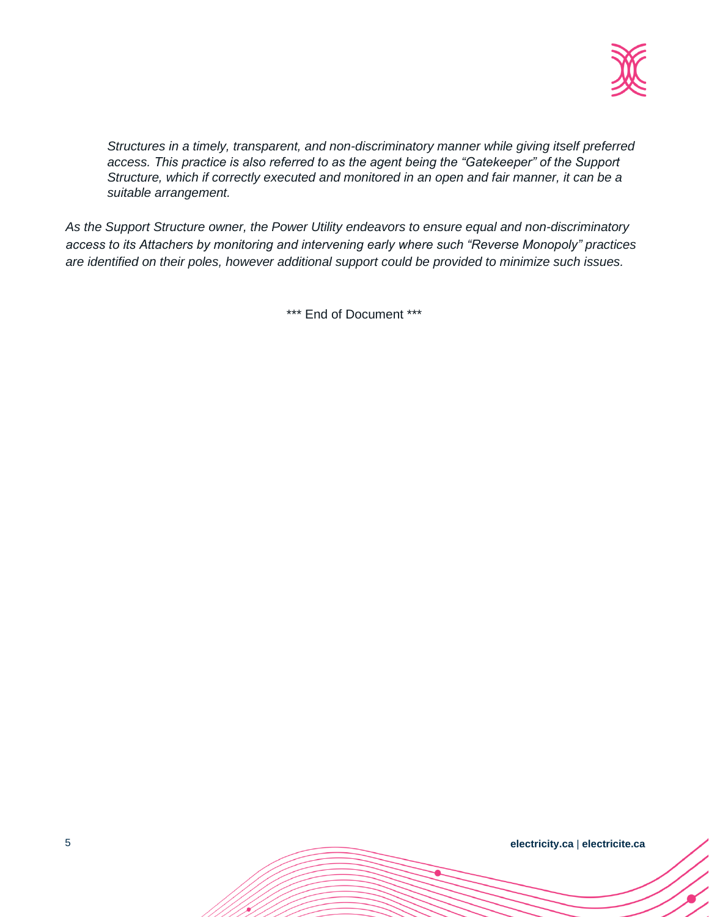*Structures in a timely, transparent, and non-discriminatory manner while giving itself preferred access. This practice is also referred to as the agent being the "Gatekeeper" of the Support Structure, which if correctly executed and monitored in an open and fair manner, it can be a suitable arrangement.*

*As the Support Structure owner, the Power Utility endeavors to ensure equal and non-discriminatory access to its Attachers by monitoring and intervening early where such "Reverse Monopoly" practices are identified on their poles, however additional support could be provided to minimize such issues.*

*** End of Document ***